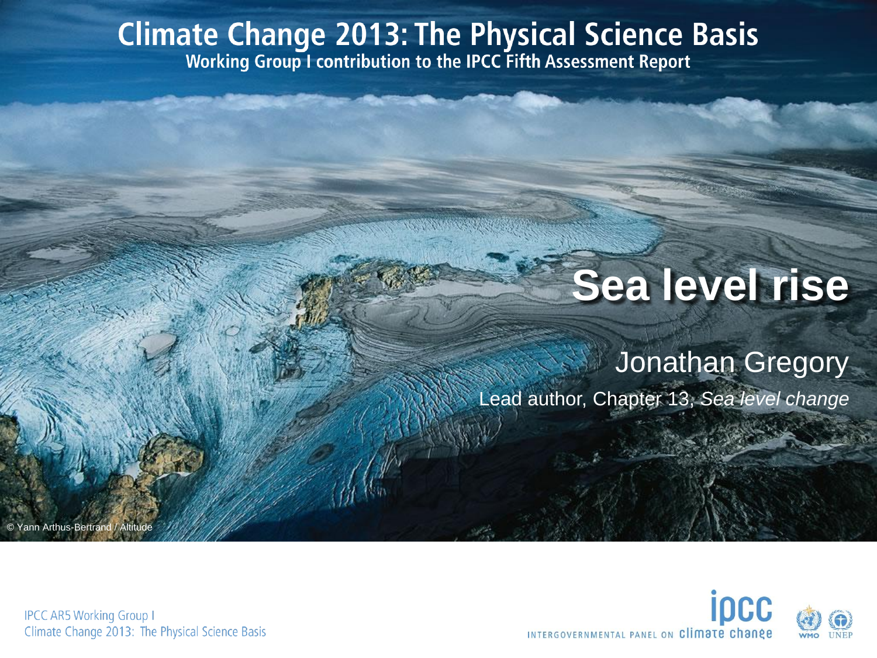# Climate Change 2013: The Physical Science Basis

**Working Group I contribution to the IPCC Fifth Assessment Report**

# Sea level rise

## Jonathan Gregory

Lead author, Chapter 13, *Sea level change*

© Yann Arthus-Bertrand / Altitude

IPCC AR5 Working Group I
Climate Change 2013: The Physical Science Basis

ipcc
INTERGOVERNMENTAL PANEL ON climate change

WMO UNEP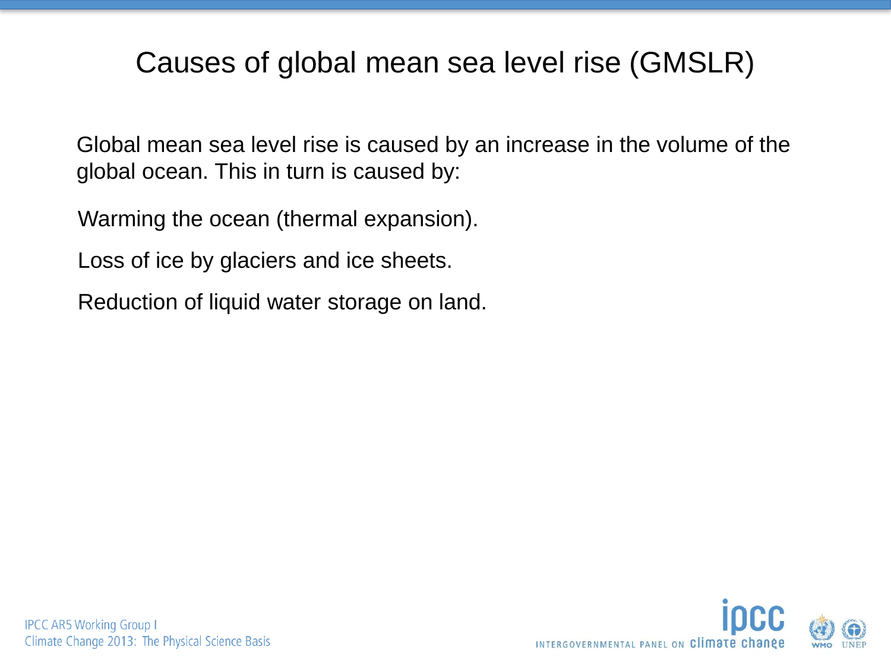# Causes of global mean sea level rise (GMSLR)

Global mean sea level rise is caused by an increase in the volume of the global ocean. This in turn is caused by:

Warming the ocean (thermal expansion).

Loss of ice by glaciers and ice sheets.

Reduction of liquid water storage on land.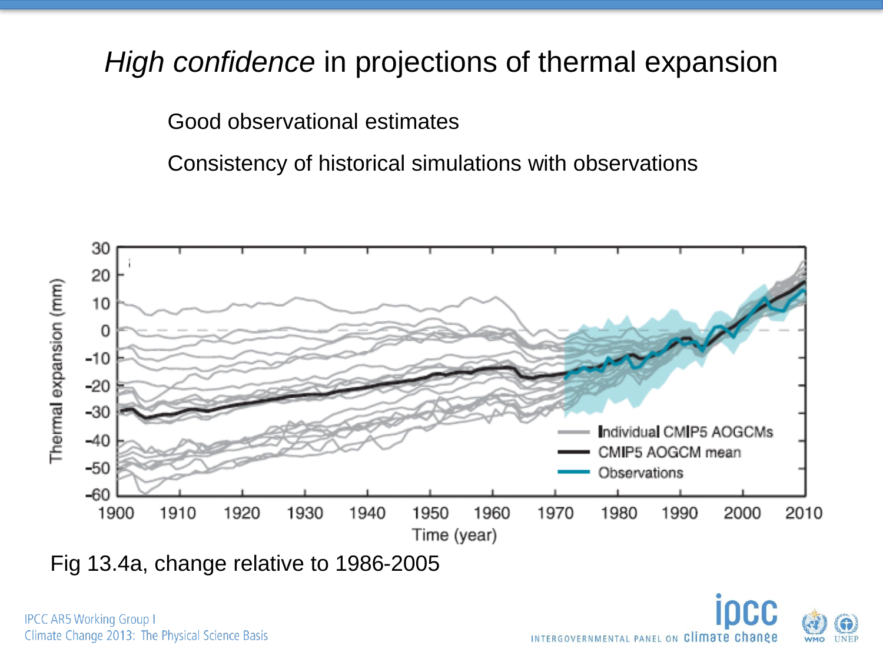# *High confidence* in projections of thermal expansion

Good observational estimates

Consistency of historical simulations with observations

Fig 13.4a, change relative to 1986-2005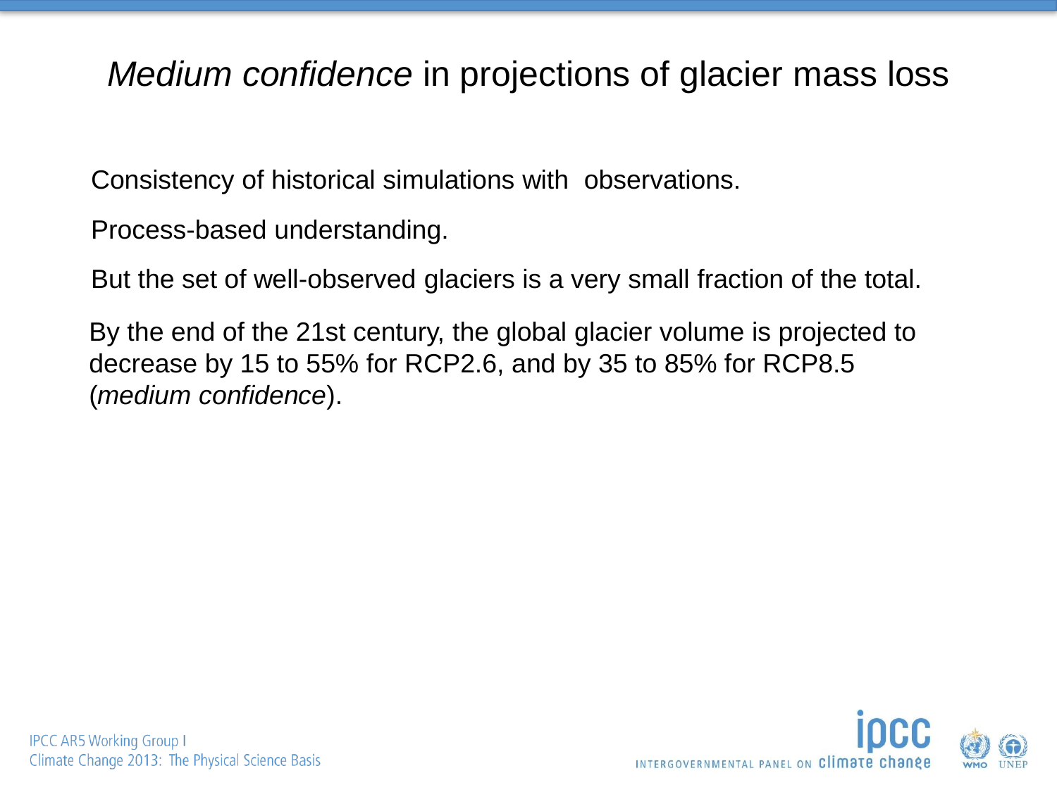# *Medium confidence* in projections of glacier mass loss

Consistency of historical simulations with observations.

Process-based understanding.

But the set of well-observed glaciers is a very small fraction of the total.

By the end of the 21st century, the global glacier volume is projected to decrease by 15 to 55% for RCP2.6, and by 35 to 85% for RCP8.5 (*medium confidence*).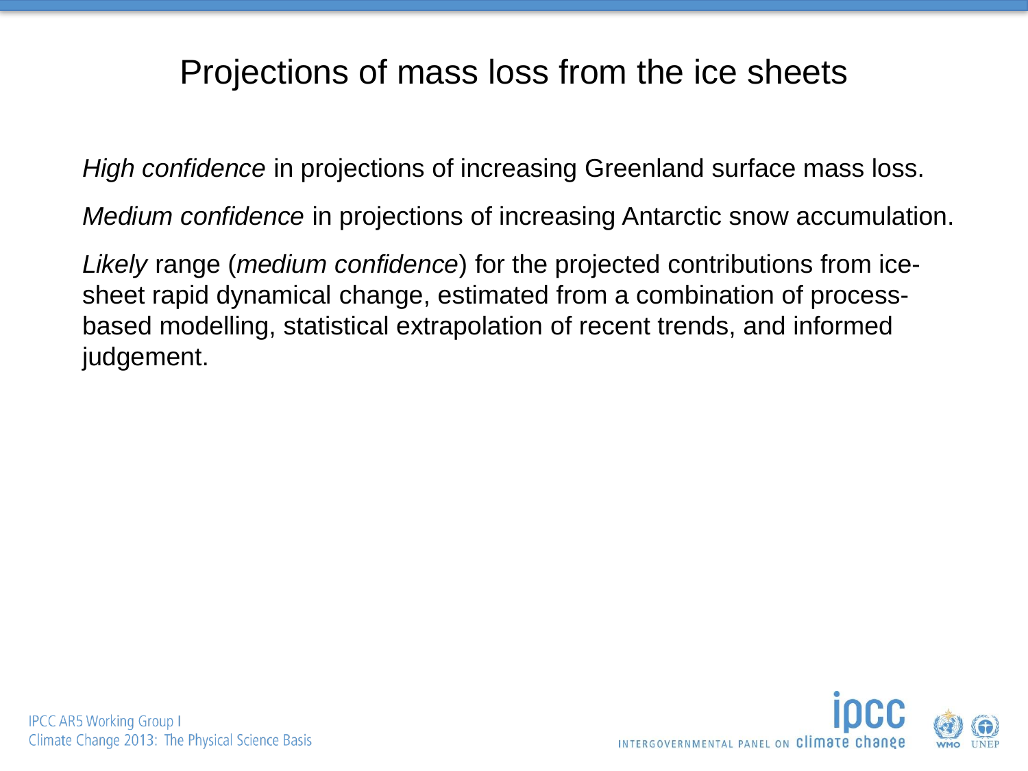# Projections of mass loss from the ice sheets

*High confidence* in projections of increasing Greenland surface mass loss.

*Medium confidence* in projections of increasing Antarctic snow accumulation.

*Likely* range (*medium confidence*) for the projected contributions from ice-sheet rapid dynamical change, estimated from a combination of process-based modelling, statistical extrapolation of recent trends, and informed judgement.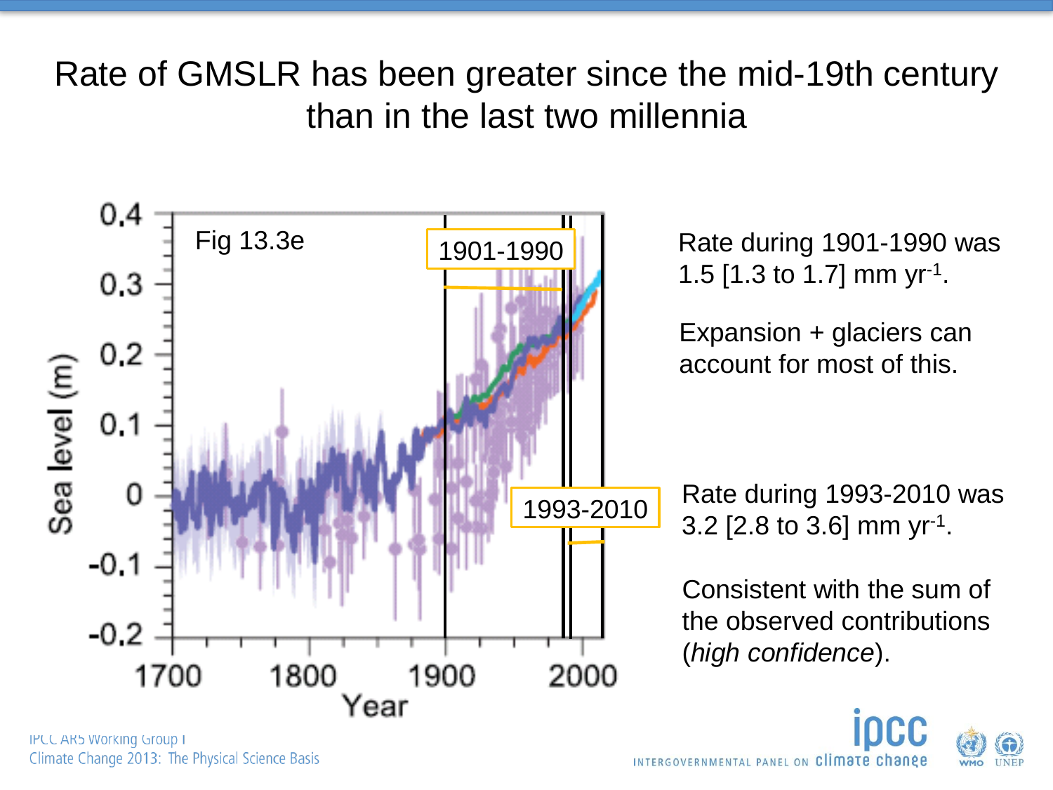# Rate of GMSLR has been greater since the mid-19th century than in the last two millennia

Rate during 1901-1990 was 1.5 [1.3 to 1.7] mm $yr^{-1}$.

Expansion + glaciers can account for most of this.

Rate during 1993-2010 was 3.2 [2.8 to 3.6] mm $yr^{-1}$.

Consistent with the sum of the observed contributions (*high confidence*).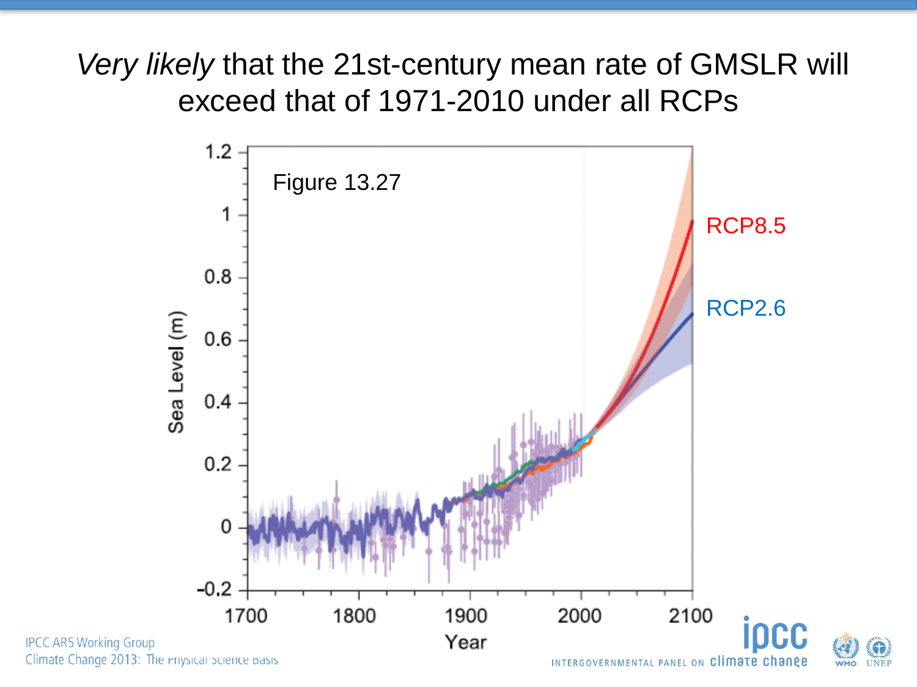# *Very likely* that the 21st-century mean rate of GMSLR will exceed that of 1971-2010 under all RCPs

Figure 13.27

RCP8.5

RCP2.6

Sea Level (m)

Year

IPCC AR5 Working Group
Climate Change 2013: The Physical Science Basis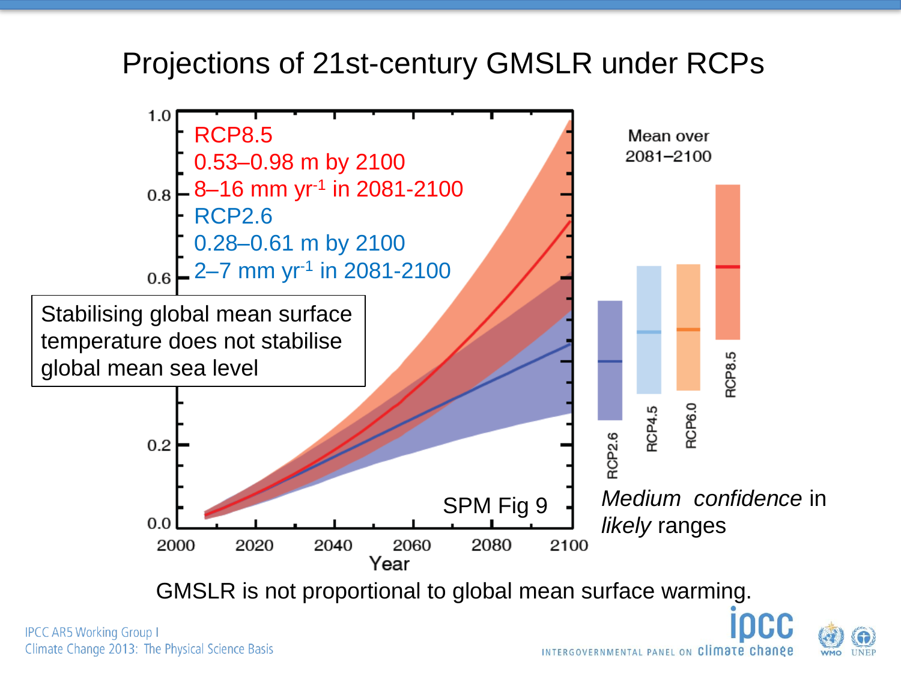# Projections of 21st-century GMSLR under RCPs

RCP8.5
0.53–0.98 m by 2100
8–16 mm yr$^{-1}$ in 2081-2100

RCP2.6
0.28–0.61 m by 2100
2–7 mm yr$^{-1}$ in 2081-2100

Stabilising global mean surface temperature does not stabilise global mean sea level

SPM Fig 9

Mean over 2081–2100

*Medium confidence* in *likely* ranges

GMSLR is not proportional to global mean surface warming.

IPCC AR5 Working Group I
Climate Change 2013: The Physical Science Basis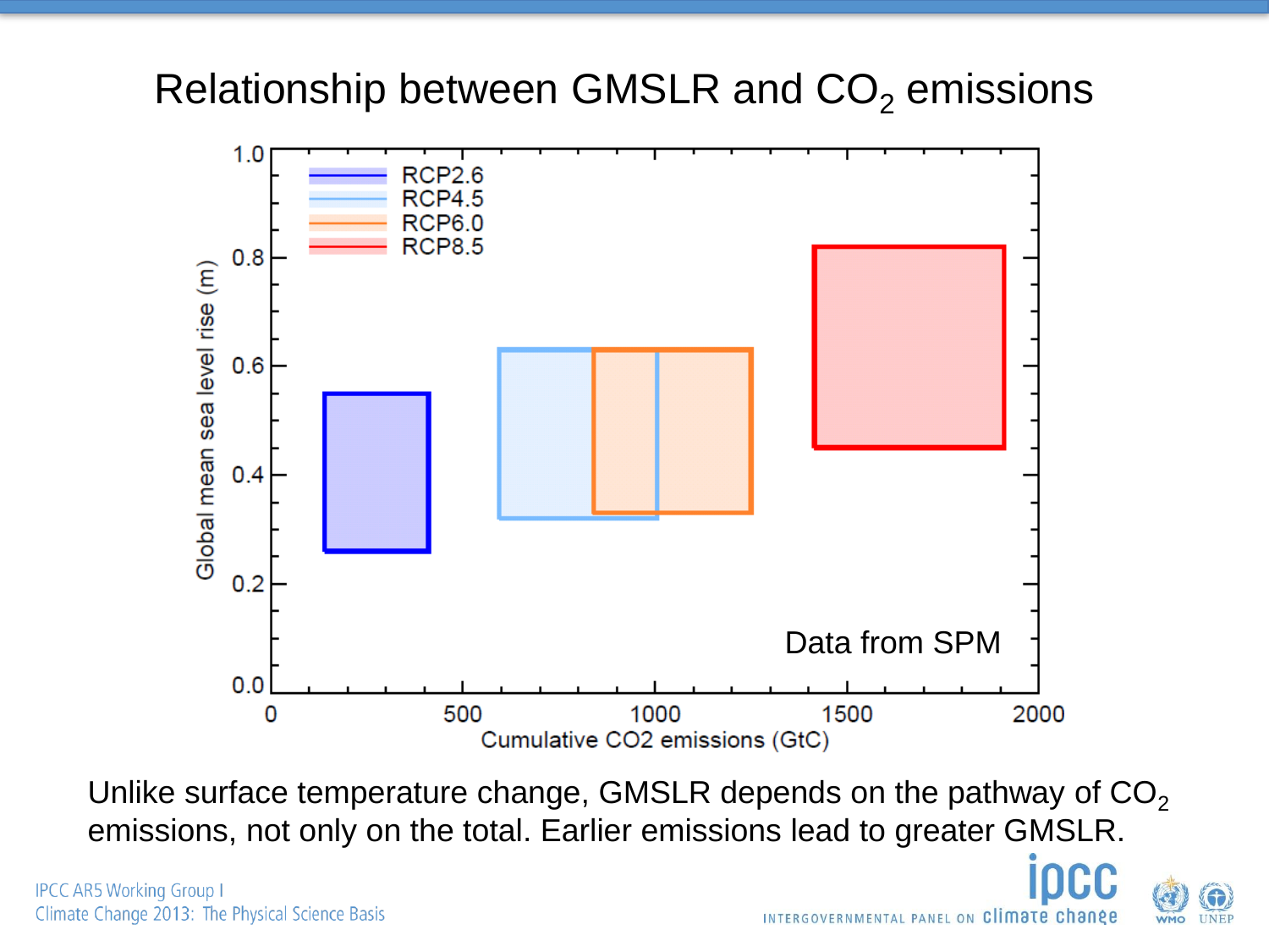# Relationship between GMSLR and $CO_2$ emissions

Unlike surface temperature change, GMSLR depends on the pathway of $CO_2$ emissions, not only on the total. Earlier emissions lead to greater GMSLR.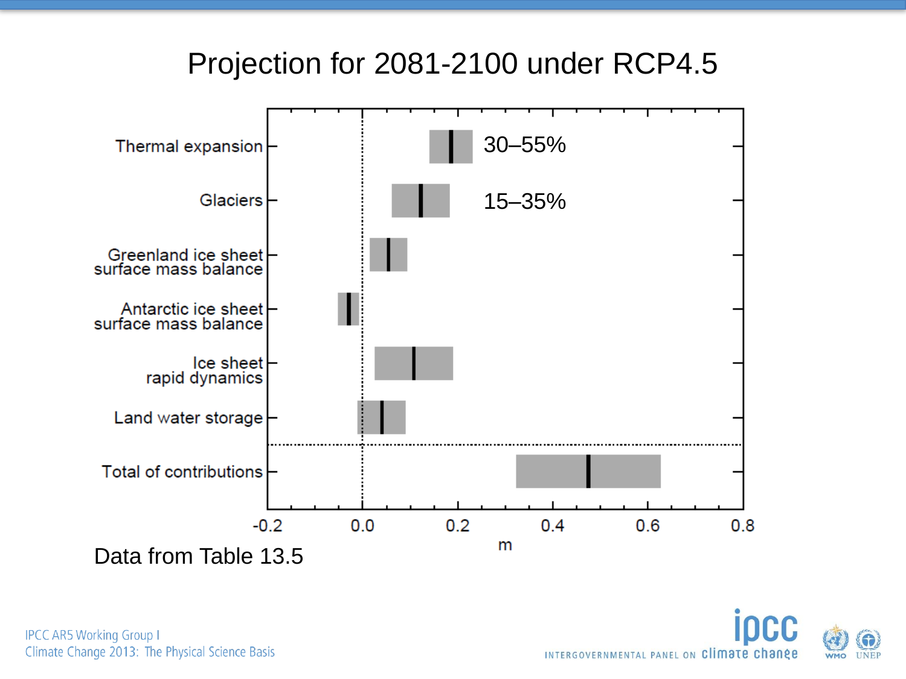# Projection for 2081-2100 under RCP4.5

| Contribution | Annotation |
| --- | --- |
| Thermal expansion | 30–55% |
| Glaciers | 15–35% |
| Greenland ice sheet surface mass balance | |
| Antarctic ice sheet surface mass balance | |
| Ice sheet rapid dynamics | |
| Land water storage | |
| Total of contributions | |

x-axis: m (-0.2, 0.0, 0.2, 0.4, 0.6, 0.8)

Data from Table 13.5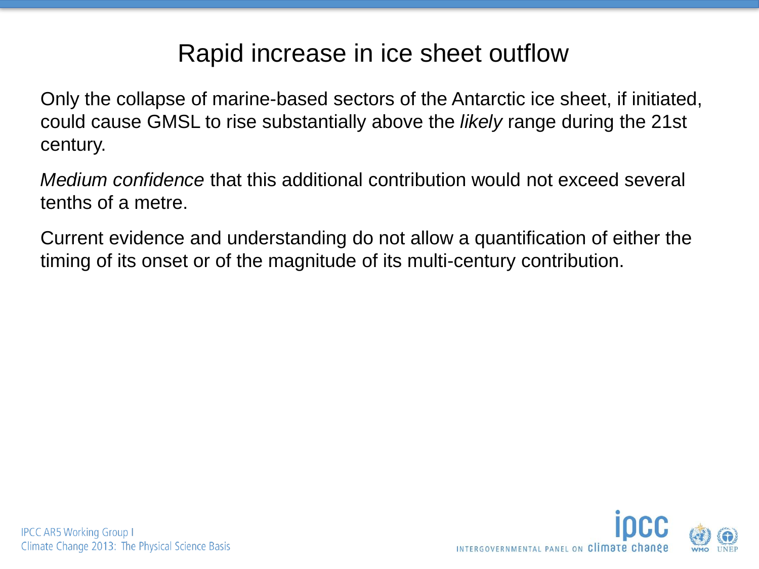# Rapid increase in ice sheet outflow

Only the collapse of marine-based sectors of the Antarctic ice sheet, if initiated, could cause GMSL to rise substantially above the *likely* range during the 21st century.

*Medium confidence* that this additional contribution would not exceed several tenths of a metre.

Current evidence and understanding do not allow a quantification of either the timing of its onset or of the magnitude of its multi-century contribution.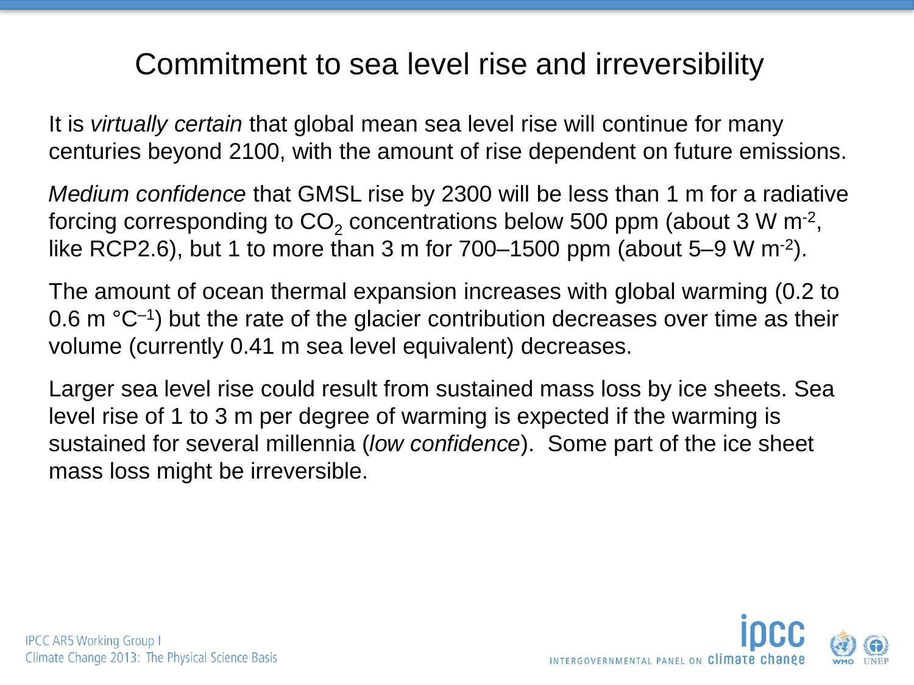# Commitment to sea level rise and irreversibility

It is *virtually certain* that global mean sea level rise will continue for many centuries beyond 2100, with the amount of rise dependent on future emissions.

*Medium confidence* that GMSL rise by 2300 will be less than 1 m for a radiative forcing corresponding to $CO_2$ concentrations below 500 ppm (about 3 W $m^{-2}$, like RCP2.6), but 1 to more than 3 m for 700–1500 ppm (about 5–9 W $m^{-2}$).

The amount of ocean thermal expansion increases with global warming (0.2 to 0.6 m $°C^{-1}$) but the rate of the glacier contribution decreases over time as their volume (currently 0.41 m sea level equivalent) decreases.

Larger sea level rise could result from sustained mass loss by ice sheets. Sea level rise of 1 to 3 m per degree of warming is expected if the warming is sustained for several millennia (*low confidence*). Some part of the ice sheet mass loss might be irreversible.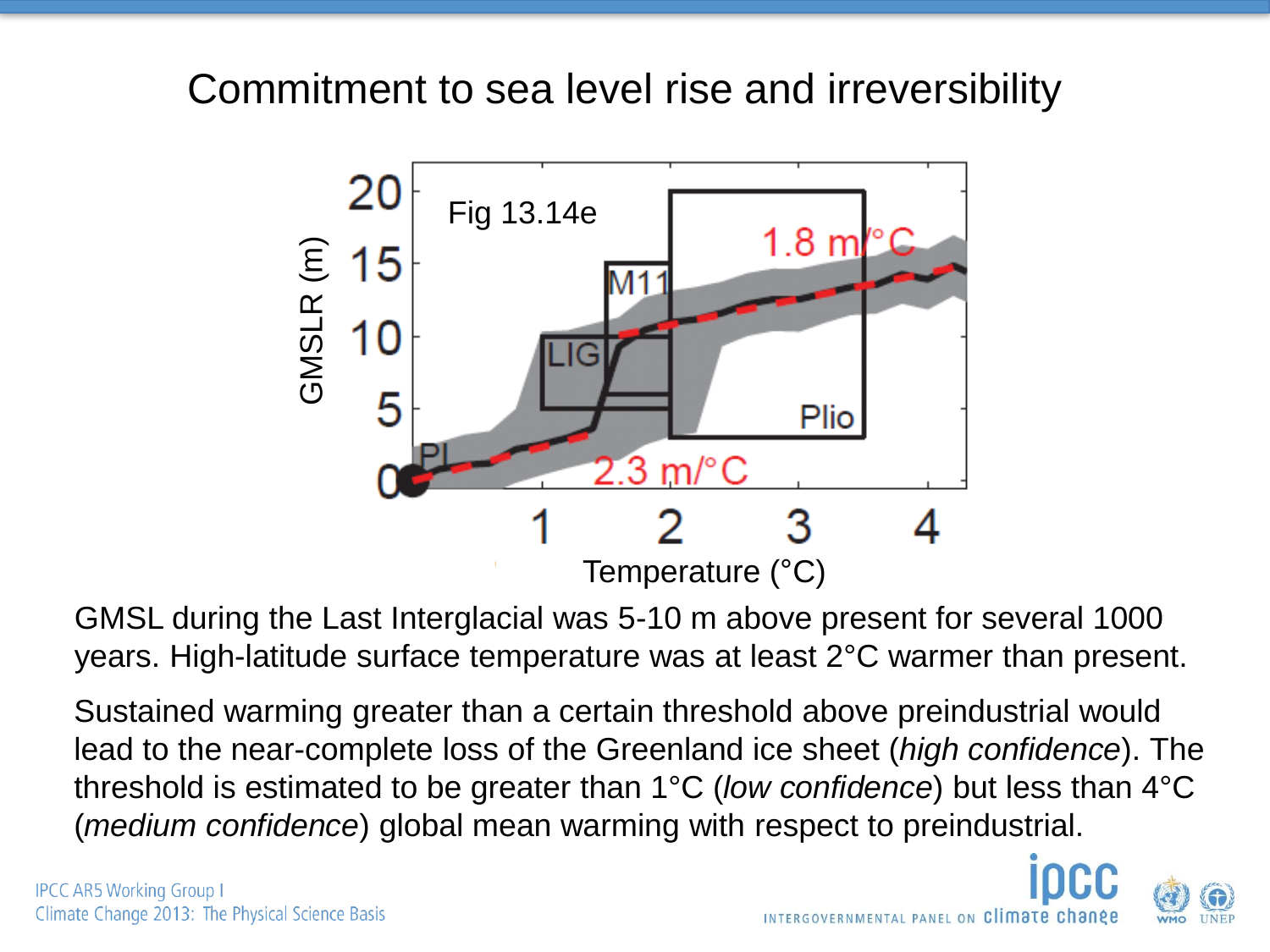# Commitment to sea level rise and irreversibility

GMSL during the Last Interglacial was 5-10 m above present for several 1000 years. High-latitude surface temperature was at least 2°C warmer than present.

Sustained warming greater than a certain threshold above preindustrial would lead to the near-complete loss of the Greenland ice sheet (*high confidence*). The threshold is estimated to be greater than 1°C (*low confidence*) but less than 4°C (*medium confidence*) global mean warming with respect to preindustrial.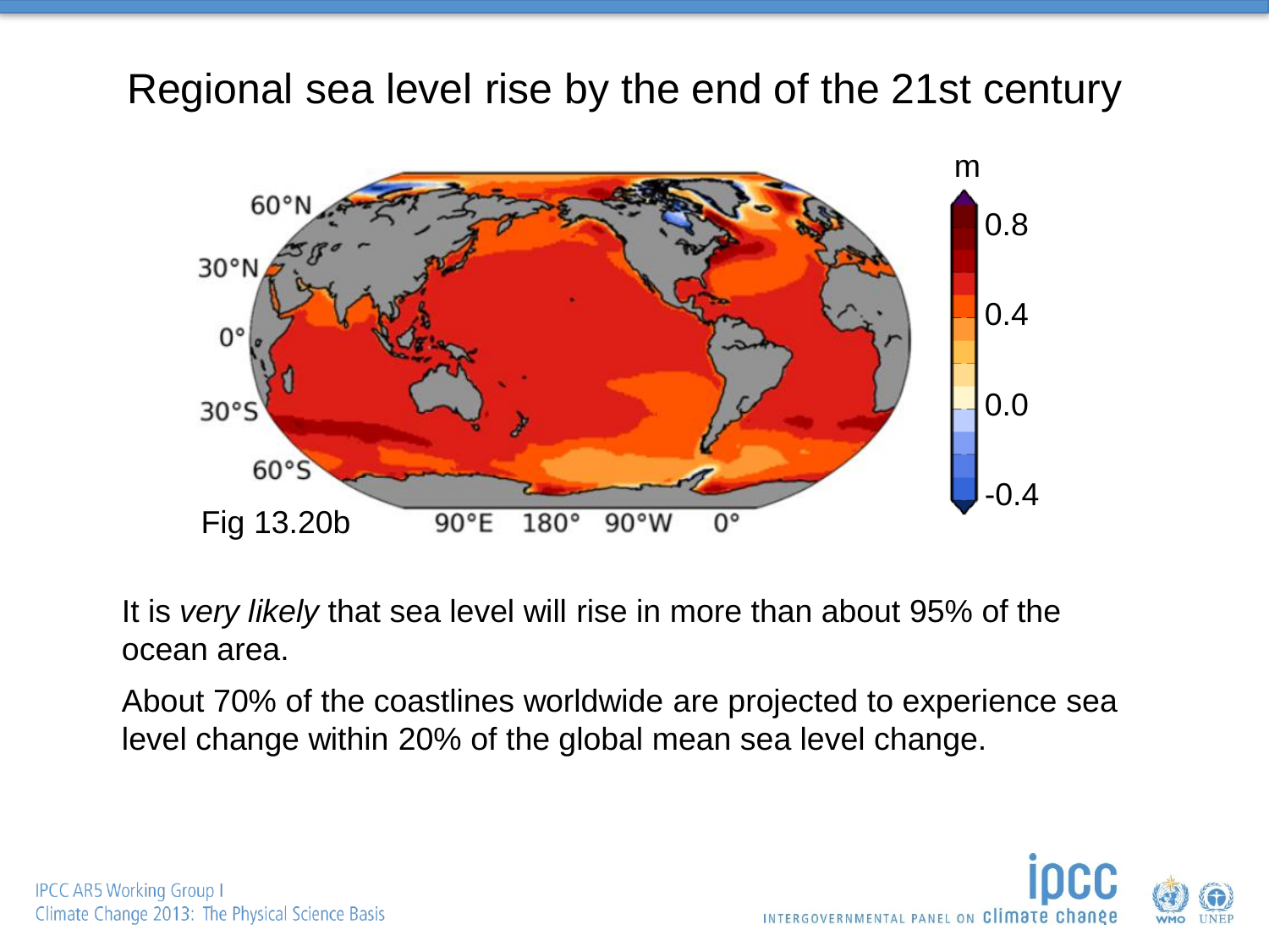# Regional sea level rise by the end of the 21st century

Fig 13.20b

It is *very likely* that sea level will rise in more than about 95% of the ocean area.

About 70% of the coastlines worldwide are projected to experience sea level change within 20% of the global mean sea level change.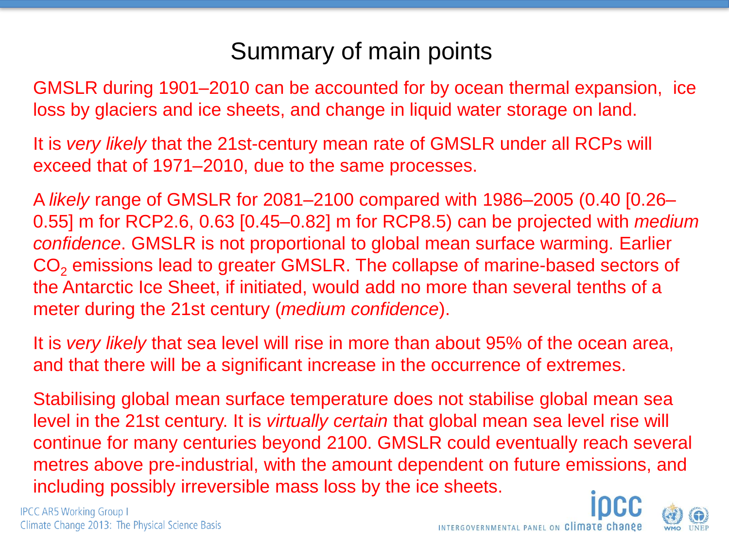# Summary of main points

GMSLR during 1901–2010 can be accounted for by ocean thermal expansion, ice loss by glaciers and ice sheets, and change in liquid water storage on land.

It is *very likely* that the 21st-century mean rate of GMSLR under all RCPs will exceed that of 1971–2010, due to the same processes.

A *likely* range of GMSLR for 2081–2100 compared with 1986–2005 (0.40 [0.26–0.55] m for RCP2.6, 0.63 [0.45–0.82] m for RCP8.5) can be projected with *medium confidence*. GMSLR is not proportional to global mean surface warming. Earlier $CO_2$ emissions lead to greater GMSLR. The collapse of marine-based sectors of the Antarctic Ice Sheet, if initiated, would add no more than several tenths of a meter during the 21st century (*medium confidence*).

It is *very likely* that sea level will rise in more than about 95% of the ocean area, and that there will be a significant increase in the occurrence of extremes.

Stabilising global mean surface temperature does not stabilise global mean sea level in the 21st century. It is *virtually certain* that global mean sea level rise will continue for many centuries beyond 2100. GMSLR could eventually reach several metres above pre-industrial, with the amount dependent on future emissions, and including possibly irreversible mass loss by the ice sheets.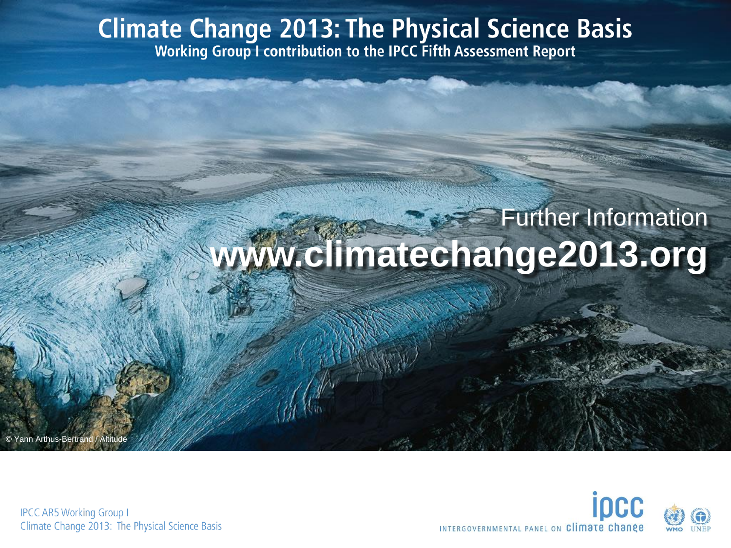# Climate Change 2013: The Physical Science Basis

Working Group I contribution to the IPCC Fifth Assessment Report

Further Information

**www.climatechange2013.org**

© Yann Arthus-Bertrand / Altitude

IPCC AR5 Working Group I
Climate Change 2013: The Physical Science Basis

ipcc
INTERGOVERNMENTAL PANEL ON climate change

WMO UNEP